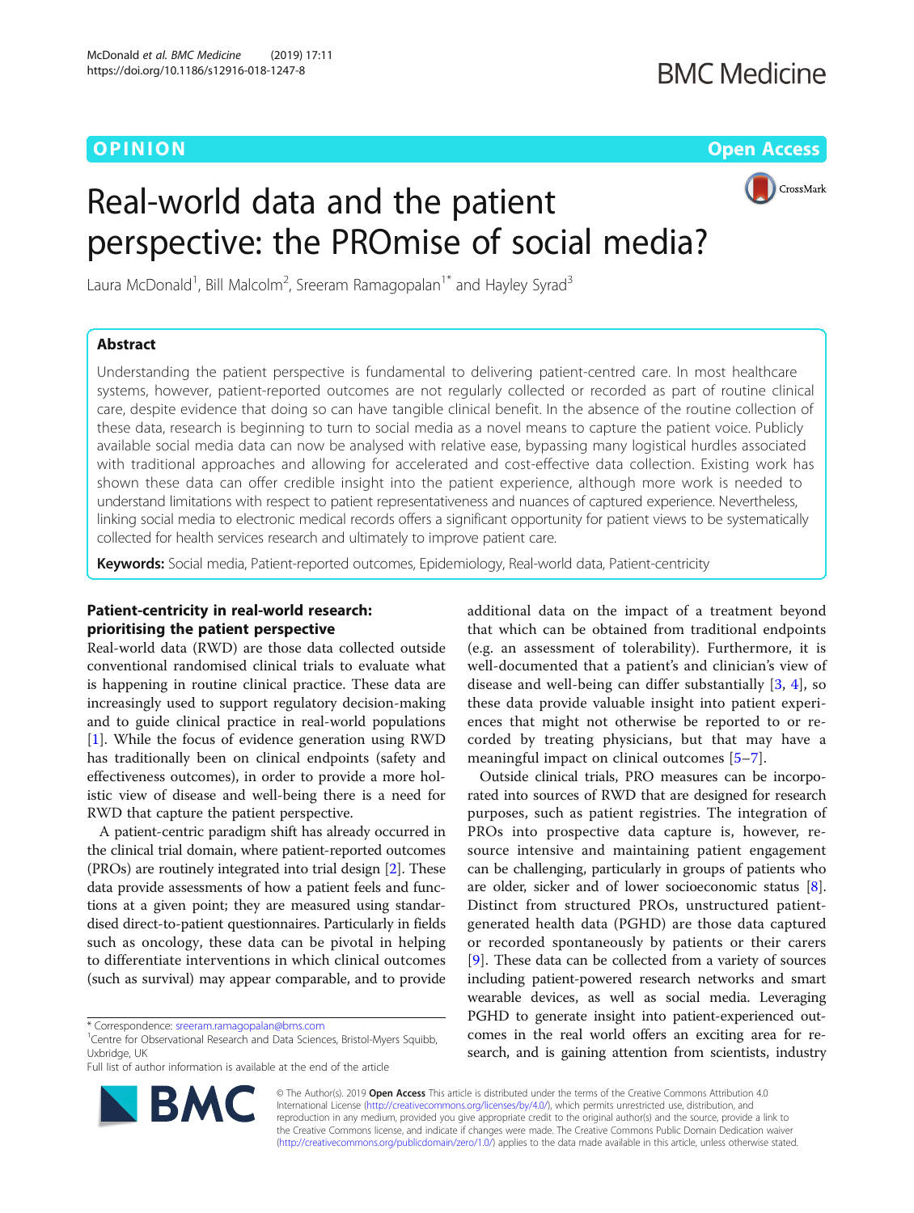OPINION

Open Access

# Real-world data and the patient perspective: the PROmise of social media?

Laura McDonald[1], Bill Malcolm[2], Sreeram Ramagopalan[1*] and Hayley Syrad[3]

## Abstract

Understanding the patient perspective is fundamental to delivering patient-centred care. In most healthcare systems, however, patient-reported outcomes are not regularly collected or recorded as part of routine clinical care, despite evidence that doing so can have tangible clinical benefit. In the absence of the routine collection of these data, research is beginning to turn to social media as a novel means to capture the patient voice. Publicly available social media data can now be analysed with relative ease, bypassing many logistical hurdles associated with traditional approaches and allowing for accelerated and cost-effective data collection. Existing work has shown these data can offer credible insight into the patient experience, although more work is needed to understand limitations with respect to patient representativeness and nuances of captured experience. Nevertheless, linking social media to electronic medical records offers a significant opportunity for patient views to be systematically collected for health services research and ultimately to improve patient care.

**Keywords:** Social media, Patient-reported outcomes, Epidemiology, Real-world data, Patient-centricity

## Patient-centricity in real-world research: prioritising the patient perspective

Real-world data (RWD) are those data collected outside conventional randomised clinical trials to evaluate what is happening in routine clinical practice. These data are increasingly used to support regulatory decision-making and to guide clinical practice in real-world populations [1]. While the focus of evidence generation using RWD has traditionally been on clinical endpoints (safety and effectiveness outcomes), in order to provide a more holistic view of disease and well-being there is a need for RWD that capture the patient perspective.

A patient-centric paradigm shift has already occurred in the clinical trial domain, where patient-reported outcomes (PROs) are routinely integrated into trial design [2]. These data provide assessments of how a patient feels and functions at a given point; they are measured using standardised direct-to-patient questionnaires. Particularly in fields such as oncology, these data can be pivotal in helping to differentiate interventions in which clinical outcomes (such as survival) may appear comparable, and to provide additional data on the impact of a treatment beyond that which can be obtained from traditional endpoints (e.g. an assessment of tolerability). Furthermore, it is well-documented that a patient's and clinician's view of disease and well-being can differ substantially [3, 4], so these data provide valuable insight into patient experiences that might not otherwise be reported to or recorded by treating physicians, but that may have a meaningful impact on clinical outcomes [5–7].

Outside clinical trials, PRO measures can be incorporated into sources of RWD that are designed for research purposes, such as patient registries. The integration of PROs into prospective data capture is, however, resource intensive and maintaining patient engagement can be challenging, particularly in groups of patients who are older, sicker and of lower socioeconomic status [8]. Distinct from structured PROs, unstructured patient-generated health data (PGHD) are those data captured or recorded spontaneously by patients or their carers [9]. These data can be collected from a variety of sources including patient-powered research networks and smart wearable devices, as well as social media. Leveraging PGHD to generate insight into patient-experienced outcomes in the real world offers an exciting area for research, and is gaining attention from scientists, industry

\* Correspondence: sreeram.ramagopalan@bms.com
[1]Centre for Observational Research and Data Sciences, Bristol-Myers Squibb, Uxbridge, UK
Full list of author information is available at the end of the article

© The Author(s). 2019 **Open Access** This article is distributed under the terms of the Creative Commons Attribution 4.0 International License (http://creativecommons.org/licenses/by/4.0/), which permits unrestricted use, distribution, and reproduction in any medium, provided you give appropriate credit to the original author(s) and the source, provide a link to the Creative Commons license, and indicate if changes were made. The Creative Commons Public Domain Dedication waiver (http://creativecommons.org/publicdomain/zero/1.0/) applies to the data made available in this article, unless otherwise stated.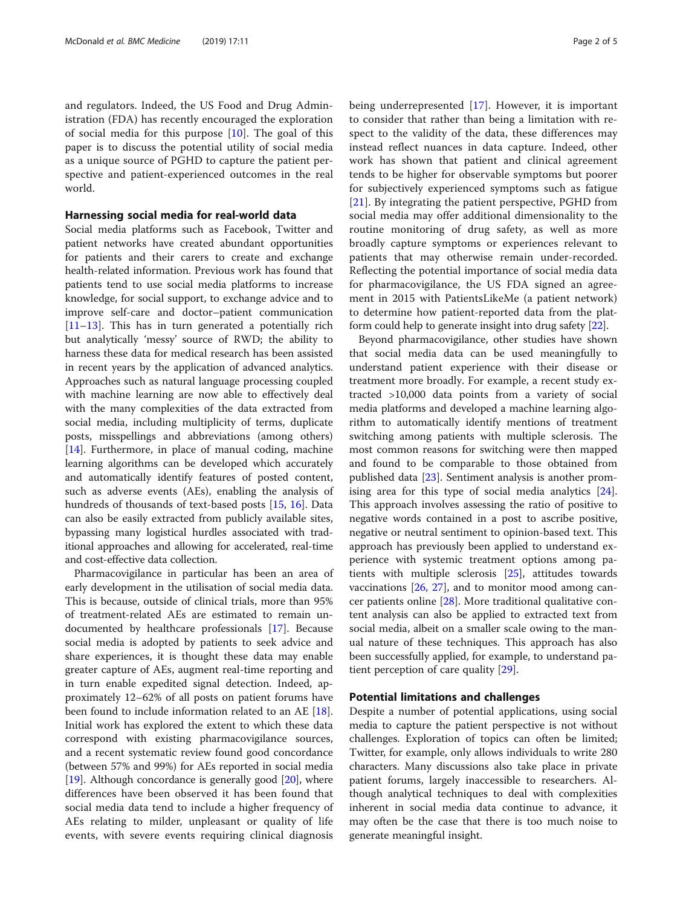and regulators. Indeed, the US Food and Drug Administration (FDA) has recently encouraged the exploration of social media for this purpose [10]. The goal of this paper is to discuss the potential utility of social media as a unique source of PGHD to capture the patient perspective and patient-experienced outcomes in the real world.

## Harnessing social media for real-world data

Social media platforms such as Facebook, Twitter and patient networks have created abundant opportunities for patients and their carers to create and exchange health-related information. Previous work has found that patients tend to use social media platforms to increase knowledge, for social support, to exchange advice and to improve self-care and doctor–patient communication [11–13]. This has in turn generated a potentially rich but analytically 'messy' source of RWD; the ability to harness these data for medical research has been assisted in recent years by the application of advanced analytics. Approaches such as natural language processing coupled with machine learning are now able to effectively deal with the many complexities of the data extracted from social media, including multiplicity of terms, duplicate posts, misspellings and abbreviations (among others) [14]. Furthermore, in place of manual coding, machine learning algorithms can be developed which accurately and automatically identify features of posted content, such as adverse events (AEs), enabling the analysis of hundreds of thousands of text-based posts [15, 16]. Data can also be easily extracted from publicly available sites, bypassing many logistical hurdles associated with traditional approaches and allowing for accelerated, real-time and cost-effective data collection.

Pharmacovigilance in particular has been an area of early development in the utilisation of social media data. This is because, outside of clinical trials, more than 95% of treatment-related AEs are estimated to remain undocumented by healthcare professionals [17]. Because social media is adopted by patients to seek advice and share experiences, it is thought these data may enable greater capture of AEs, augment real-time reporting and in turn enable expedited signal detection. Indeed, approximately 12–62% of all posts on patient forums have been found to include information related to an AE [18]. Initial work has explored the extent to which these data correspond with existing pharmacovigilance sources, and a recent systematic review found good concordance (between 57% and 99%) for AEs reported in social media [19]. Although concordance is generally good [20], where differences have been observed it has been found that social media data tend to include a higher frequency of AEs relating to milder, unpleasant or quality of life events, with severe events requiring clinical diagnosis being underrepresented [17]. However, it is important to consider that rather than being a limitation with respect to the validity of the data, these differences may instead reflect nuances in data capture. Indeed, other work has shown that patient and clinical agreement tends to be higher for observable symptoms but poorer for subjectively experienced symptoms such as fatigue [21]. By integrating the patient perspective, PGHD from social media may offer additional dimensionality to the routine monitoring of drug safety, as well as more broadly capture symptoms or experiences relevant to patients that may otherwise remain under-recorded. Reflecting the potential importance of social media data for pharmacovigilance, the US FDA signed an agreement in 2015 with PatientsLikeMe (a patient network) to determine how patient-reported data from the platform could help to generate insight into drug safety [22].

Beyond pharmacovigilance, other studies have shown that social media data can be used meaningfully to understand patient experience with their disease or treatment more broadly. For example, a recent study extracted >10,000 data points from a variety of social media platforms and developed a machine learning algorithm to automatically identify mentions of treatment switching among patients with multiple sclerosis. The most common reasons for switching were then mapped and found to be comparable to those obtained from published data [23]. Sentiment analysis is another promising area for this type of social media analytics [24]. This approach involves assessing the ratio of positive to negative words contained in a post to ascribe positive, negative or neutral sentiment to opinion-based text. This approach has previously been applied to understand experience with systemic treatment options among patients with multiple sclerosis [25], attitudes towards vaccinations [26, 27], and to monitor mood among cancer patients online [28]. More traditional qualitative content analysis can also be applied to extracted text from social media, albeit on a smaller scale owing to the manual nature of these techniques. This approach has also been successfully applied, for example, to understand patient perception of care quality [29].

## Potential limitations and challenges

Despite a number of potential applications, using social media to capture the patient perspective is not without challenges. Exploration of topics can often be limited; Twitter, for example, only allows individuals to write 280 characters. Many discussions also take place in private patient forums, largely inaccessible to researchers. Although analytical techniques to deal with complexities inherent in social media data continue to advance, it may often be the case that there is too much noise to generate meaningful insight.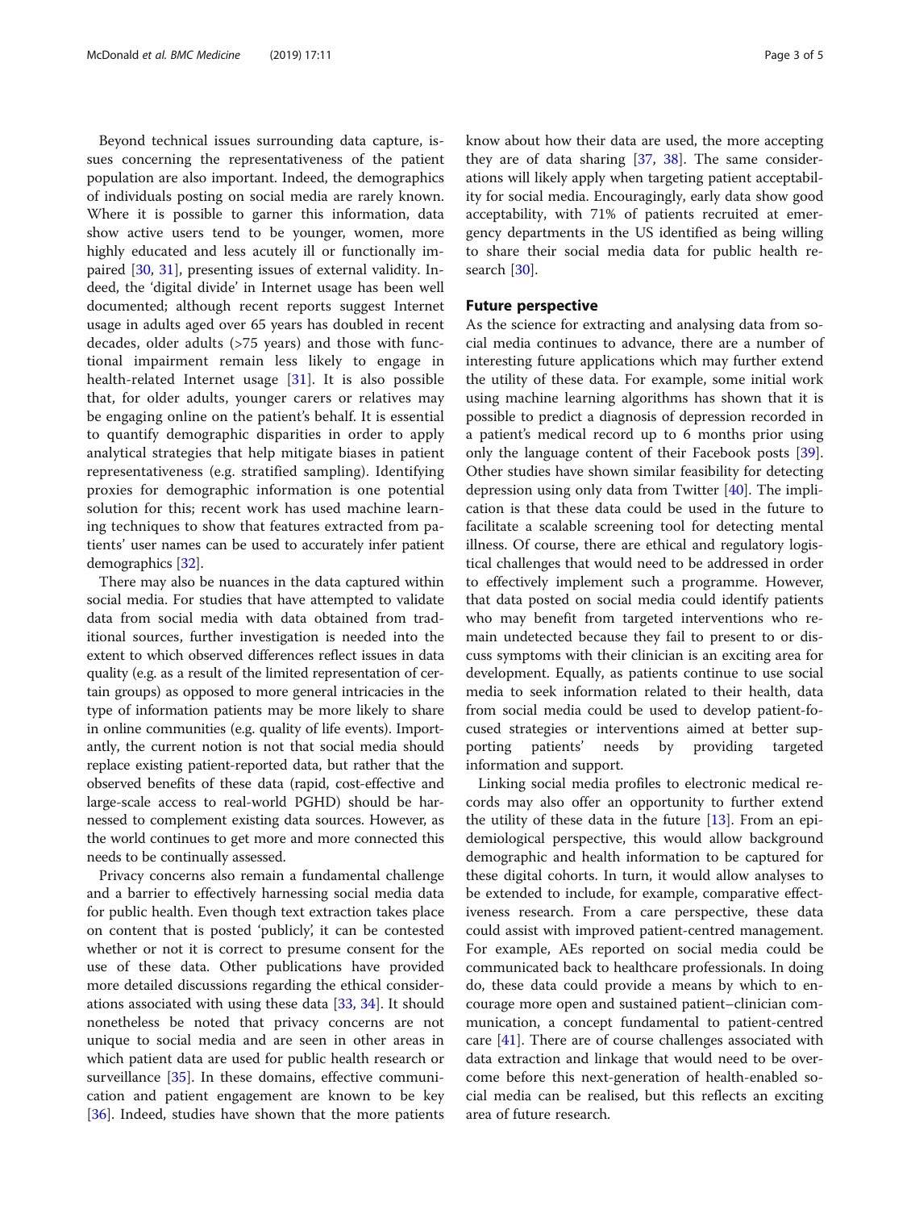Beyond technical issues surrounding data capture, issues concerning the representativeness of the patient population are also important. Indeed, the demographics of individuals posting on social media are rarely known. Where it is possible to garner this information, data show active users tend to be younger, women, more highly educated and less acutely ill or functionally impaired [30, 31], presenting issues of external validity. Indeed, the 'digital divide' in Internet usage has been well documented; although recent reports suggest Internet usage in adults aged over 65 years has doubled in recent decades, older adults (>75 years) and those with functional impairment remain less likely to engage in health-related Internet usage [31]. It is also possible that, for older adults, younger carers or relatives may be engaging online on the patient's behalf. It is essential to quantify demographic disparities in order to apply analytical strategies that help mitigate biases in patient representativeness (e.g. stratified sampling). Identifying proxies for demographic information is one potential solution for this; recent work has used machine learning techniques to show that features extracted from patients' user names can be used to accurately infer patient demographics [32].

There may also be nuances in the data captured within social media. For studies that have attempted to validate data from social media with data obtained from traditional sources, further investigation is needed into the extent to which observed differences reflect issues in data quality (e.g. as a result of the limited representation of certain groups) as opposed to more general intricacies in the type of information patients may be more likely to share in online communities (e.g. quality of life events). Importantly, the current notion is not that social media should replace existing patient-reported data, but rather that the observed benefits of these data (rapid, cost-effective and large-scale access to real-world PGHD) should be harnessed to complement existing data sources. However, as the world continues to get more and more connected this needs to be continually assessed.

Privacy concerns also remain a fundamental challenge and a barrier to effectively harnessing social media data for public health. Even though text extraction takes place on content that is posted 'publicly', it can be contested whether or not it is correct to presume consent for the use of these data. Other publications have provided more detailed discussions regarding the ethical considerations associated with using these data [33, 34]. It should nonetheless be noted that privacy concerns are not unique to social media and are seen in other areas in which patient data are used for public health research or surveillance [35]. In these domains, effective communication and patient engagement are known to be key [36]. Indeed, studies have shown that the more patients know about how their data are used, the more accepting they are of data sharing [37, 38]. The same considerations will likely apply when targeting patient acceptability for social media. Encouragingly, early data show good acceptability, with 71% of patients recruited at emergency departments in the US identified as being willing to share their social media data for public health research [30].

## Future perspective

As the science for extracting and analysing data from social media continues to advance, there are a number of interesting future applications which may further extend the utility of these data. For example, some initial work using machine learning algorithms has shown that it is possible to predict a diagnosis of depression recorded in a patient's medical record up to 6 months prior using only the language content of their Facebook posts [39]. Other studies have shown similar feasibility for detecting depression using only data from Twitter [40]. The implication is that these data could be used in the future to facilitate a scalable screening tool for detecting mental illness. Of course, there are ethical and regulatory logistical challenges that would need to be addressed in order to effectively implement such a programme. However, that data posted on social media could identify patients who may benefit from targeted interventions who remain undetected because they fail to present to or discuss symptoms with their clinician is an exciting area for development. Equally, as patients continue to use social media to seek information related to their health, data from social media could be used to develop patient-focused strategies or interventions aimed at better supporting patients' needs by providing targeted information and support.

Linking social media profiles to electronic medical records may also offer an opportunity to further extend the utility of these data in the future [13]. From an epidemiological perspective, this would allow background demographic and health information to be captured for these digital cohorts. In turn, it would allow analyses to be extended to include, for example, comparative effectiveness research. From a care perspective, these data could assist with improved patient-centred management. For example, AEs reported on social media could be communicated back to healthcare professionals. In doing do, these data could provide a means by which to encourage more open and sustained patient–clinician communication, a concept fundamental to patient-centred care [41]. There are of course challenges associated with data extraction and linkage that would need to be overcome before this next-generation of health-enabled social media can be realised, but this reflects an exciting area of future research.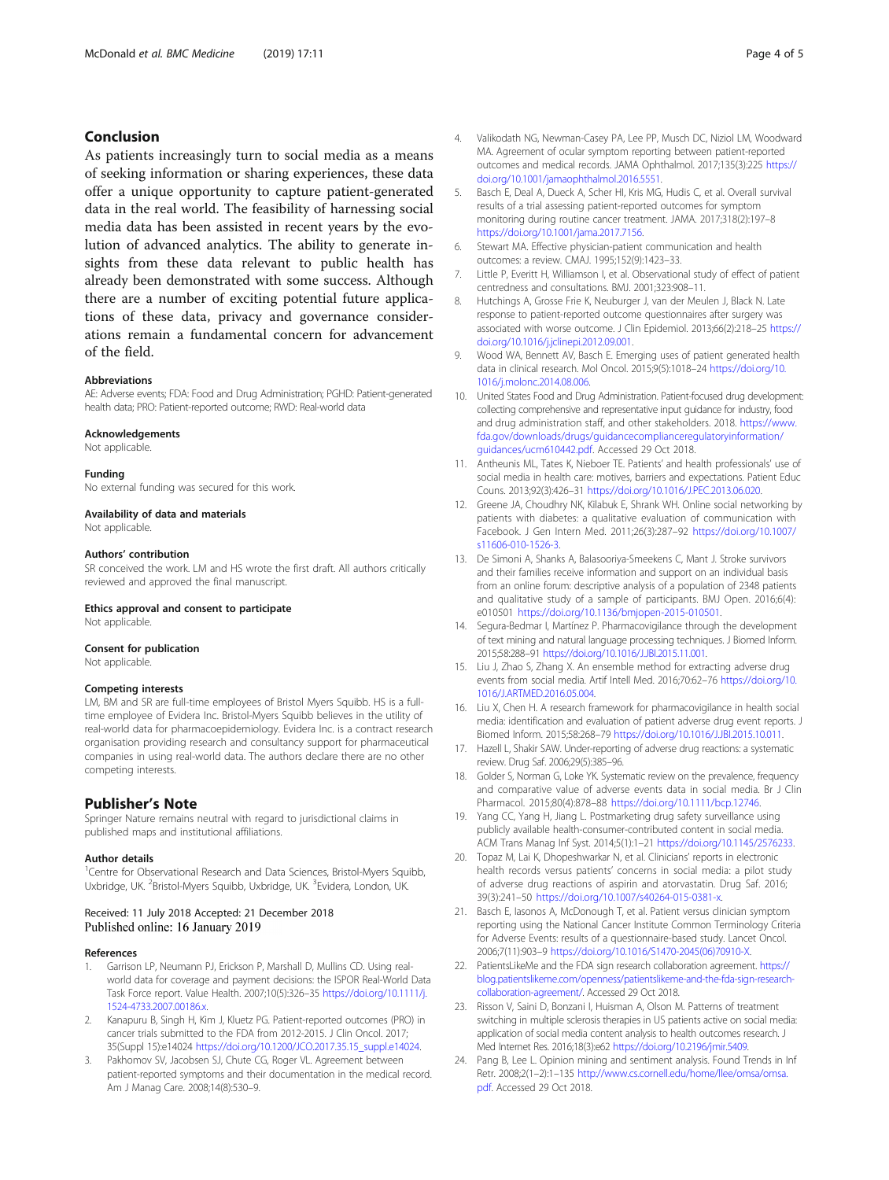## Conclusion

As patients increasingly turn to social media as a means of seeking information or sharing experiences, these data offer a unique opportunity to capture patient-generated data in the real world. The feasibility of harnessing social media data has been assisted in recent years by the evolution of advanced analytics. The ability to generate insights from these data relevant to public health has already been demonstrated with some success. Although there are a number of exciting potential future applications of these data, privacy and governance considerations remain a fundamental concern for advancement of the field.

### Abbreviations

AE: Adverse events; FDA: Food and Drug Administration; PGHD: Patient-generated health data; PRO: Patient-reported outcome; RWD: Real-world data

### Acknowledgements

Not applicable.

### Funding

No external funding was secured for this work.

### Availability of data and materials

Not applicable.

### Authors' contribution

SR conceived the work. LM and HS wrote the first draft. All authors critically reviewed and approved the final manuscript.

### Ethics approval and consent to participate

Not applicable.

### Consent for publication

Not applicable.

### Competing interests

LM, BM and SR are full-time employees of Bristol Myers Squibb. HS is a full-time employee of Evidera Inc. Bristol-Myers Squibb believes in the utility of real-world data for pharmacoepidemiology. Evidera Inc. is a contract research organisation providing research and consultancy support for pharmaceutical companies in using real-world data. The authors declare there are no other competing interests.

## Publisher's Note

Springer Nature remains neutral with regard to jurisdictional claims in published maps and institutional affiliations.

### Author details

[1]Centre for Observational Research and Data Sciences, Bristol-Myers Squibb, Uxbridge, UK. [2]Bristol-Myers Squibb, Uxbridge, UK. [3]Evidera, London, UK.

Received: 11 July 2018 Accepted: 21 December 2018
Published online: 16 January 2019

### References

1. Garrison LP, Neumann PJ, Erickson P, Marshall D, Mullins CD. Using real-world data for coverage and payment decisions: the ISPOR Real-World Data Task Force report. Value Health. 2007;10(5):326–35 https://doi.org/10.1111/j.1524-4733.2007.00186.x.
2. Kanapuru B, Singh H, Kim J, Kluetz PG. Patient-reported outcomes (PRO) in cancer trials submitted to the FDA from 2012-2015. J Clin Oncol. 2017; 35(Suppl 15):e14024 https://doi.org/10.1200/JCO.2017.35.15_suppl.e14024.
3. Pakhomov SV, Jacobsen SJ, Chute CG, Roger VL. Agreement between patient-reported symptoms and their documentation in the medical record. Am J Manag Care. 2008;14(8):530–9.
4. Valikodath NG, Newman-Casey PA, Lee PP, Musch DC, Niziol LM, Woodward MA. Agreement of ocular symptom reporting between patient-reported outcomes and medical records. JAMA Ophthalmol. 2017;135(3):225 https://doi.org/10.1001/jamaophthalmol.2016.5551.
5. Basch E, Deal A, Dueck A, Scher HI, Kris MG, Hudis C, et al. Overall survival results of a trial assessing patient-reported outcomes for symptom monitoring during routine cancer treatment. JAMA. 2017;318(2):197–8 https://doi.org/10.1001/jama.2017.7156.
6. Stewart MA. Effective physician-patient communication and health outcomes: a review. CMAJ. 1995;152(9):1423–33.
7. Little P, Everitt H, Williamson I, et al. Observational study of effect of patient centredness and consultations. BMJ. 2001;323:908–11.
8. Hutchings A, Grosse Frie K, Neuburger J, van der Meulen J, Black N. Late response to patient-reported outcome questionnaires after surgery was associated with worse outcome. J Clin Epidemiol. 2013;66(2):218–25 https://doi.org/10.1016/j.jclinepi.2012.09.001.
9. Wood WA, Bennett AV, Basch E. Emerging uses of patient generated health data in clinical research. Mol Oncol. 2015;9(5):1018–24 https://doi.org/10.1016/j.molonc.2014.08.006.
10. United States Food and Drug Administration. Patient-focused drug development: collecting comprehensive and representative input guidance for industry, food and drug administration staff, and other stakeholders. 2018. https://www.fda.gov/downloads/drugs/guidancecomplianceregulatoryinformation/guidances/ucm610442.pdf. Accessed 29 Oct 2018.
11. Antheunis ML, Tates K, Nieboer TE. Patients' and health professionals' use of social media in health care: motives, barriers and expectations. Patient Educ Couns. 2013;92(3):426–31 https://doi.org/10.1016/J.PEC.2013.06.020.
12. Greene JA, Choudhry NK, Kilabuk E, Shrank WH. Online social networking by patients with diabetes: a qualitative evaluation of communication with Facebook. J Gen Intern Med. 2011;26(3):287–92 https://doi.org/10.1007/s11606-010-1526-3.
13. De Simoni A, Shanks A, Balasooriya-Smeekens C, Mant J. Stroke survivors and their families receive information and support on an individual basis from an online forum: descriptive analysis of a population of 2348 patients and qualitative study of a sample of participants. BMJ Open. 2016;6(4): e010501 https://doi.org/10.1136/bmjopen-2015-010501.
14. Segura-Bedmar I, Martínez P. Pharmacovigilance through the development of text mining and natural language processing techniques. J Biomed Inform. 2015;58:288–91 https://doi.org/10.1016/J.JBI.2015.11.001.
15. Liu J, Zhao S, Zhang X. An ensemble method for extracting adverse drug events from social media. Artif Intell Med. 2016;70:62–76 https://doi.org/10.1016/J.ARTMED.2016.05.004.
16. Liu X, Chen H. A research framework for pharmacovigilance in health social media: identification and evaluation of patient adverse drug event reports. J Biomed Inform. 2015;58:268–79 https://doi.org/10.1016/J.JBI.2015.10.011.
17. Hazell L, Shakir SAW. Under-reporting of adverse drug reactions: a systematic review. Drug Saf. 2006;29(5):385–96.
18. Golder S, Norman G, Loke YK. Systematic review on the prevalence, frequency and comparative value of adverse events data in social media. Br J Clin Pharmacol. 2015;80(4):878–88 https://doi.org/10.1111/bcp.12746.
19. Yang CC, Yang H, Jiang L. Postmarketing drug safety surveillance using publicly available health-consumer-contributed content in social media. ACM Trans Manag Inf Syst. 2014;5(1):1–21 https://doi.org/10.1145/2576233.
20. Topaz M, Lai K, Dhopeshwarkar N, et al. Clinicians' reports in electronic health records versus patients' concerns in social media: a pilot study of adverse drug reactions of aspirin and atorvastatin. Drug Saf. 2016; 39(3):241–50 https://doi.org/10.1007/s40264-015-0381-x.
21. Basch E, Iasonos A, McDonough T, et al. Patient versus clinician symptom reporting using the National Cancer Institute Common Terminology Criteria for Adverse Events: results of a questionnaire-based study. Lancet Oncol. 2006;7(11):903–9 https://doi.org/10.1016/S1470-2045(06)70910-X.
22. PatientsLikeMe and the FDA sign research collaboration agreement. https://blog.patientslikeme.com/openness/patientslikeme-and-the-fda-sign-research-collaboration-agreement/. Accessed 29 Oct 2018.
23. Risson V, Saini D, Bonzani I, Huisman A, Olson M. Patterns of treatment switching in multiple sclerosis therapies in US patients active on social media: application of social media content analysis to health outcomes research. J Med Internet Res. 2016;18(3):e62 https://doi.org/10.2196/jmir.5409.
24. Pang B, Lee L. Opinion mining and sentiment analysis. Found Trends in Inf Retr. 2008;2(1–2):1–135 http://www.cs.cornell.edu/home/llee/omsa/omsa.pdf. Accessed 29 Oct 2018.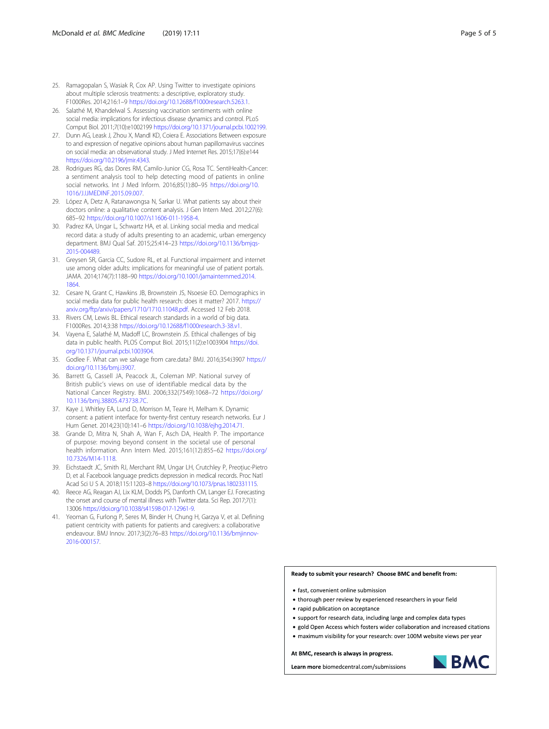25. Ramagopalan S, Wasiak R, Cox AP. Using Twitter to investigate opinions about multiple sclerosis treatments: a descriptive, exploratory study. F1000Res. 2014;216:1–9 https://doi.org/10.12688/f1000research.5263.1.
26. Salathé M, Khandelwal S. Assessing vaccination sentiments with online social media: implications for infectious disease dynamics and control. PLoS Comput Biol. 2011;7(10):e1002199 https://doi.org/10.1371/journal.pcbi.1002199.
27. Dunn AG, Leask J, Zhou X, Mandl KD, Coiera E. Associations Between exposure to and expression of negative opinions about human papillomavirus vaccines on social media: an observational study. J Med Internet Res. 2015;17(6):e144 https://doi.org/10.2196/jmir.4343.
28. Rodrigues RG, das Dores RM, Camilo-Junior CG, Rosa TC. SentiHealth-Cancer: a sentiment analysis tool to help detecting mood of patients in online social networks. Int J Med Inform. 2016;85(1):80–95 https://doi.org/10.1016/J.IJMEDINF.2015.09.007.
29. López A, Detz A, Ratanawongsa N, Sarkar U. What patients say about their doctors online: a qualitative content analysis. J Gen Intern Med. 2012;27(6):685–92 https://doi.org/10.1007/s11606-011-1958-4.
30. Padrez KA, Ungar L, Schwartz HA, et al. Linking social media and medical record data: a study of adults presenting to an academic, urban emergency department. BMJ Qual Saf. 2015;25:414–23 https://doi.org/10.1136/bmjqs-2015-004489.
31. Greysen SR, Garcia CC, Sudore RL, et al. Functional impairment and internet use among older adults: implications for meaningful use of patient portals. JAMA. 2014;174(7):1188–90 https://doi.org/10.1001/jamainternmed.2014.1864.
32. Cesare N, Grant C, Hawkins JB, Brownstein JS, Nsoesie EO. Demographics in social media data for public health research: does it matter? 2017. https://arxiv.org/ftp/arxiv/papers/1710/1710.11048.pdf. Accessed 12 Feb 2018.
33. Rivers CM, Lewis BL. Ethical research standards in a world of big data. F1000Res. 2014;3:38 https://doi.org/10.12688/f1000research.3-38.v1.
34. Vayena E, Salathé M, Madoff LC, Brownstein JS. Ethical challenges of big data in public health. PLOS Comput Biol. 2015;11(2):e1003904 https://doi.org/10.1371/journal.pcbi.1003904.
35. Godlee F. What can we salvage from care.data? BMJ. 2016;354:i3907 https://doi.org/10.1136/bmj.i3907.
36. Barrett G, Cassell JA, Peacock JL, Coleman MP. National survey of British public's views on use of identifiable medical data by the National Cancer Registry. BMJ. 2006;332(7549):1068–72 https://doi.org/10.1136/bmj.38805.473738.7C.
37. Kaye J, Whitley EA, Lund D, Morrison M, Teare H, Melham K. Dynamic consent: a patient interface for twenty-first century research networks. Eur J Hum Genet. 2014;23(10):141–6 https://doi.org/10.1038/ejhg.2014.71.
38. Grande D, Mitra N, Shah A, Wan F, Asch DA, Health P. The importance of purpose: moving beyond consent in the societal use of personal health information. Ann Intern Med. 2015;161(12):855–62 https://doi.org/10.7326/M14-1118.
39. Eichstaedt JC, Smith RJ, Merchant RM, Ungar LH, Crutchley P, Preoţiuc-Pietro D, et al. Facebook language predicts depression in medical records. Proc Natl Acad Sci U S A. 2018;115:11203–8 https://doi.org/10.1073/pnas.1802331115.
40. Reece AG, Reagan AJ, Lix KLM, Dodds PS, Danforth CM, Langer EJ. Forecasting the onset and course of mental illness with Twitter data. Sci Rep. 2017;7(1):13006 https://doi.org/10.1038/s41598-017-12961-9.
41. Yeoman G, Furlong P, Seres M, Binder H, Chung H, Garzya V, et al. Defining patient centricity with patients for patients and caregivers: a collaborative endeavour. BMJ Innov. 2017;3(2):76–83 https://doi.org/10.1136/bmjinnov-2016-000157.

**Ready to submit your research? Choose BMC and benefit from:**

- fast, convenient online submission
- thorough peer review by experienced researchers in your field
- rapid publication on acceptance
- support for research data, including large and complex data types
- gold Open Access which fosters wider collaboration and increased citations
- maximum visibility for your research: over 100M website views per year

**At BMC, research is always in progress.**

**Learn more** biomedcentral.com/submissions

BMC